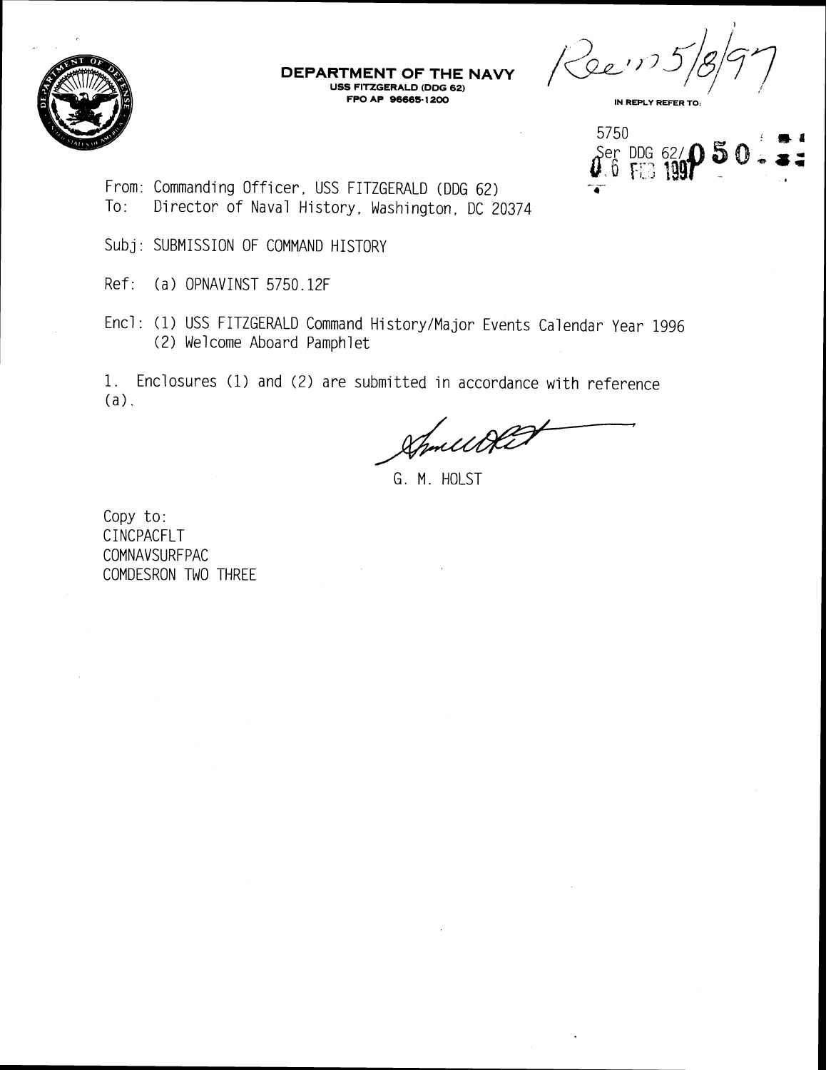**DEPARTMENT OF THE NAVY**
USS FITZGERALD (DDG 62)
FPO AP 96665-1200

Rec'd 5/8/97

IN REPLY REFER TO:

5750
Ser DDG 62/050
06 FEB 1997

From: Commanding Officer, USS FITZGERALD (DDG 62)
To: Director of Naval History, Washington, DC 20374

Subj: SUBMISSION OF COMMAND HISTORY

Ref: (a) OPNAVINST 5750.12F

Encl: (1) USS FITZGERALD Command History/Major Events Calendar Year 1996
(2) Welcome Aboard Pamphlet

1. Enclosures (1) and (2) are submitted in accordance with reference (a).

G. M. HOLST

Copy to:
CINCPACFLT
COMNAVSURFPAC
COMDESRON TWO THREE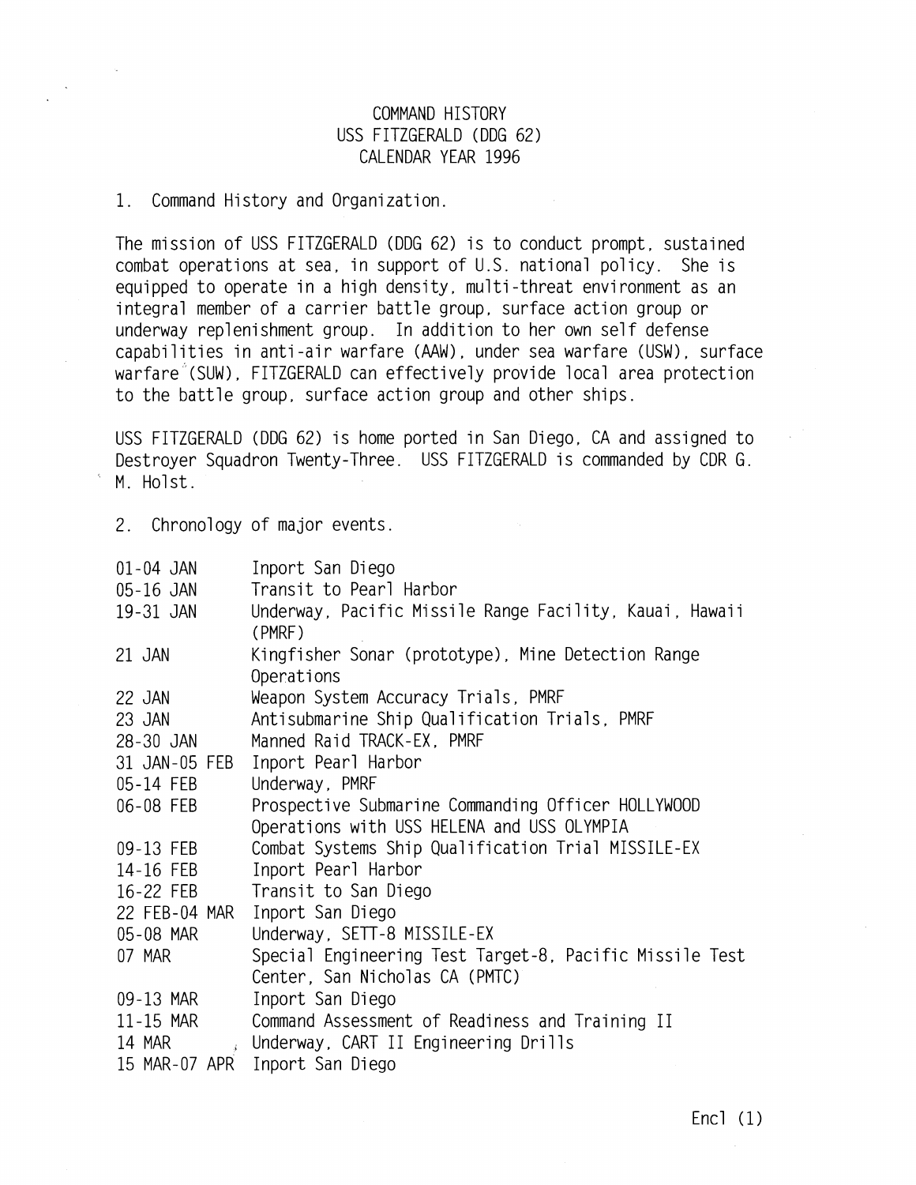COMMAND HISTORY
USS FITZGERALD (DDG 62)
CALENDAR YEAR 1996

1. Command History and Organization.

The mission of USS FITZGERALD (DDG 62) is to conduct prompt, sustained combat operations at sea, in support of U.S. national policy. She is equipped to operate in a high density, multi-threat environment as an integral member of a carrier battle group, surface action group or underway replenishment group. In addition to her own self defense capabilities in anti-air warfare (AAW), under sea warfare (USW), surface warfare (SUW), FITZGERALD can effectively provide local area protection to the battle group, surface action group and other ships.

USS FITZGERALD (DDG 62) is home ported in San Diego, CA and assigned to Destroyer Squadron Twenty-Three. USS FITZGERALD is commanded by CDR G. M. Holst.

2. Chronology of major events.

| | |
|---|---|
| 01-04 JAN | Inport San Diego |
| 05-16 JAN | Transit to Pearl Harbor |
| 19-31 JAN | Underway, Pacific Missile Range Facility, Kauai, Hawaii (PMRF) |
| 21 JAN | Kingfisher Sonar (prototype), Mine Detection Range Operations |
| 22 JAN | Weapon System Accuracy Trials, PMRF |
| 23 JAN | Antisubmarine Ship Qualification Trials, PMRF |
| 28-30 JAN | Manned Raid TRACK-EX, PMRF |
| 31 JAN-05 FEB | Inport Pearl Harbor |
| 05-14 FEB | Underway, PMRF |
| 06-08 FEB | Prospective Submarine Commanding Officer HOLLYWOOD Operations with USS HELENA and USS OLYMPIA |
| 09-13 FEB | Combat Systems Ship Qualification Trial MISSILE-EX |
| 14-16 FEB | Inport Pearl Harbor |
| 16-22 FEB | Transit to San Diego |
| 22 FEB-04 MAR | Inport San Diego |
| 05-08 MAR | Underway, SETT-8 MISSILE-EX |
| 07 MAR | Special Engineering Test Target-8, Pacific Missile Test Center, San Nicholas CA (PMTC) |
| 09-13 MAR | Inport San Diego |
| 11-15 MAR | Command Assessment of Readiness and Training II |
| 14 MAR | Underway, CART II Engineering Drills |
| 15 MAR-07 APR | Inport San Diego |

Encl (1)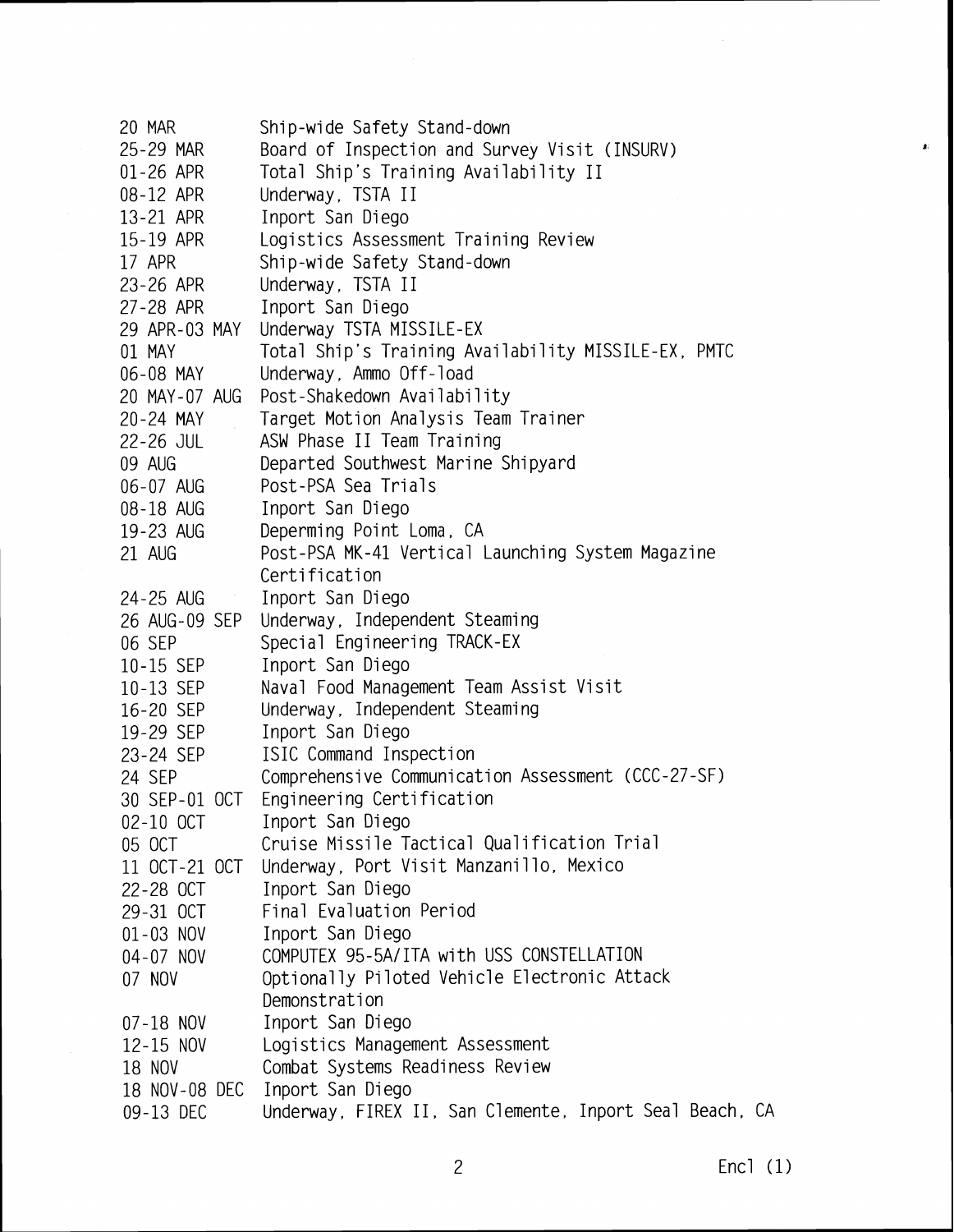| | |
|---|---|
| 20 MAR | Ship-wide Safety Stand-down |
| 25-29 MAR | Board of Inspection and Survey Visit (INSURV) |
| 01-26 APR | Total Ship's Training Availability II |
| 08-12 APR | Underway, TSTA II |
| 13-21 APR | Inport San Diego |
| 15-19 APR | Logistics Assessment Training Review |
| 17 APR | Ship-wide Safety Stand-down |
| 23-26 APR | Underway, TSTA II |
| 27-28 APR | Inport San Diego |
| 29 APR-03 MAY | Underway TSTA MISSILE-EX |
| 01 MAY | Total Ship's Training Availability MISSILE-EX, PMTC |
| 06-08 MAY | Underway, Ammo Off-load |
| 20 MAY-07 AUG | Post-Shakedown Availability |
| 20-24 MAY | Target Motion Analysis Team Trainer |
| 22-26 JUL | ASW Phase II Team Training |
| 09 AUG | Departed Southwest Marine Shipyard |
| 06-07 AUG | Post-PSA Sea Trials |
| 08-18 AUG | Inport San Diego |
| 19-23 AUG | Deperming Point Loma, CA |
| 21 AUG | Post-PSA MK-41 Vertical Launching System Magazine Certification |
| 24-25 AUG | Inport San Diego |
| 26 AUG-09 SEP | Underway, Independent Steaming |
| 06 SEP | Special Engineering TRACK-EX |
| 10-15 SEP | Inport San Diego |
| 10-13 SEP | Naval Food Management Team Assist Visit |
| 16-20 SEP | Underway, Independent Steaming |
| 19-29 SEP | Inport San Diego |
| 23-24 SEP | ISIC Command Inspection |
| 24 SEP | Comprehensive Communication Assessment (CCC-27-SF) |
| 30 SEP-01 OCT | Engineering Certification |
| 02-10 OCT | Inport San Diego |
| 05 OCT | Cruise Missile Tactical Qualification Trial |
| 11 OCT-21 OCT | Underway, Port Visit Manzanillo, Mexico |
| 22-28 OCT | Inport San Diego |
| 29-31 OCT | Final Evaluation Period |
| 01-03 NOV | Inport San Diego |
| 04-07 NOV | COMPUTEX 95-5A/ITA with USS CONSTELLATION |
| 07 NOV | Optionally Piloted Vehicle Electronic Attack Demonstration |
| 07-18 NOV | Inport San Diego |
| 12-15 NOV | Logistics Management Assessment |
| 18 NOV | Combat Systems Readiness Review |
| 18 NOV-08 DEC | Inport San Diego |
| 09-13 DEC | Underway, FIREX II, San Clemente, Inport Seal Beach, CA |

Encl (1)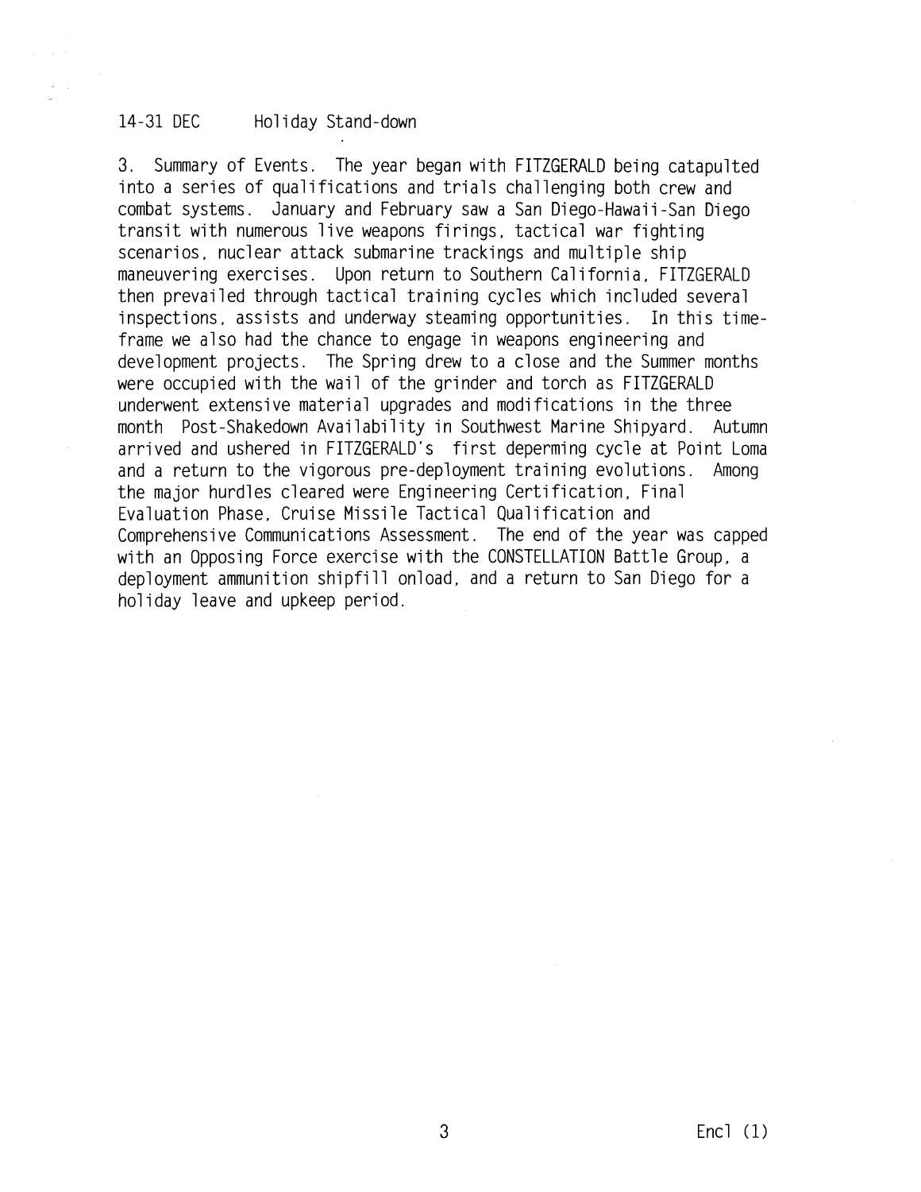14-31 DEC Holiday Stand-down

3. Summary of Events. The year began with FITZGERALD being catapulted into a series of qualifications and trials challenging both crew and combat systems. January and February saw a San Diego-Hawaii-San Diego transit with numerous live weapons firings, tactical war fighting scenarios, nuclear attack submarine trackings and multiple ship maneuvering exercises. Upon return to Southern California, FITZGERALD then prevailed through tactical training cycles which included several inspections, assists and underway steaming opportunities. In this time-frame we also had the chance to engage in weapons engineering and development projects. The Spring drew to a close and the Summer months were occupied with the wail of the grinder and torch as FITZGERALD underwent extensive material upgrades and modifications in the three month Post-Shakedown Availability in Southwest Marine Shipyard. Autumn arrived and ushered in FITZGERALD's first deperming cycle at Point Loma and a return to the vigorous pre-deployment training evolutions. Among the major hurdles cleared were Engineering Certification, Final Evaluation Phase, Cruise Missile Tactical Qualification and Comprehensive Communications Assessment. The end of the year was capped with an Opposing Force exercise with the CONSTELLATION Battle Group, a deployment ammunition shipfill onload, and a return to San Diego for a holiday leave and upkeep period.

Encl (1)